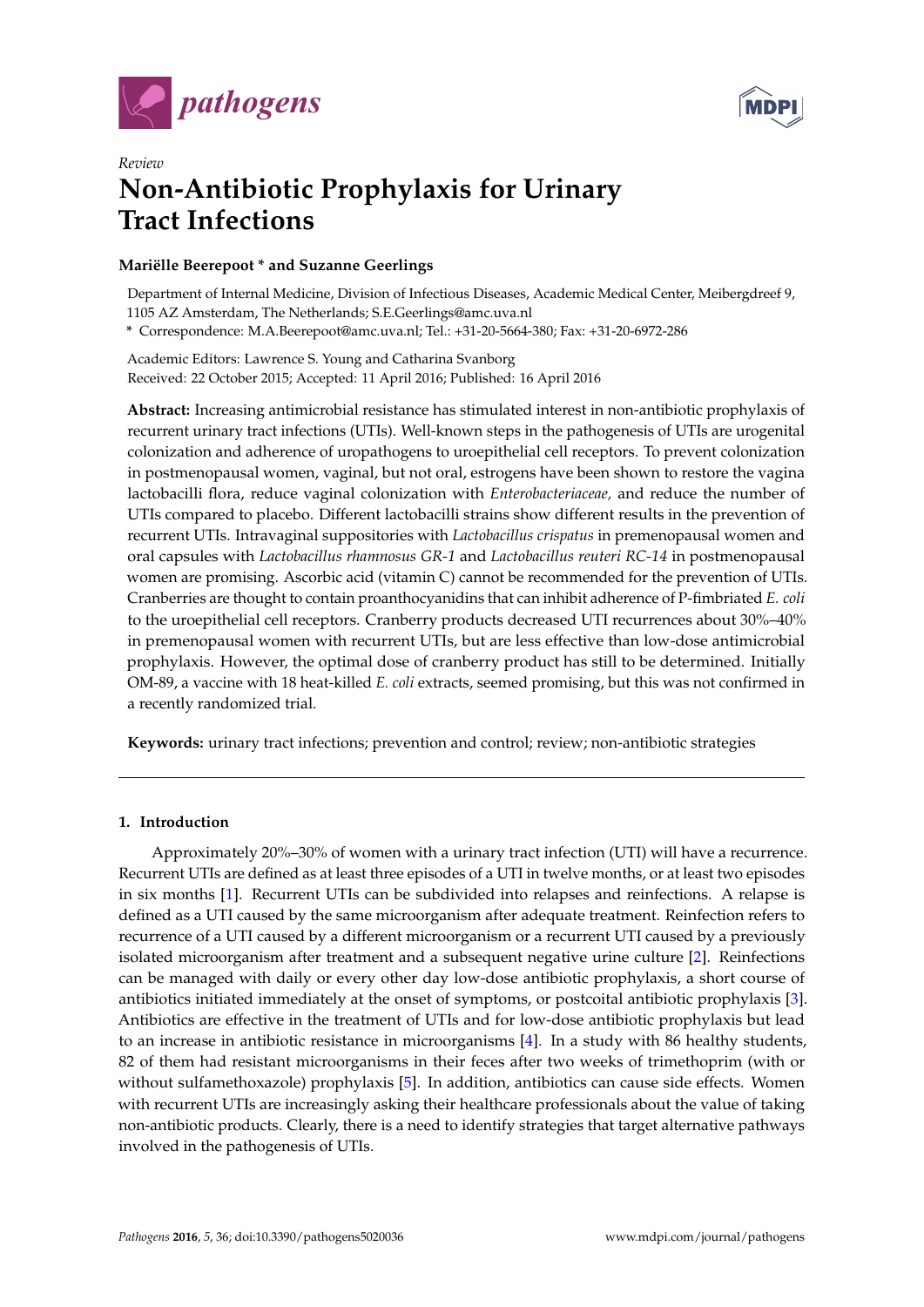*Review*

# Non-Antibiotic Prophylaxis for Urinary Tract Infections

**Mariëlle Beerepoot * and Suzanne Geerlings**

Department of Internal Medicine, Division of Infectious Diseases, Academic Medical Center, Meibergdreef 9, 1105 AZ Amsterdam, The Netherlands; S.E.Geerlings@amc.uva.nl

* Correspondence: M.A.Beerepoot@amc.uva.nl; Tel.: +31-20-5664-380; Fax: +31-20-6972-286

Academic Editors: Lawrence S. Young and Catharina Svanborg
Received: 22 October 2015; Accepted: 11 April 2016; Published: 16 April 2016

**Abstract:** Increasing antimicrobial resistance has stimulated interest in non-antibiotic prophylaxis of recurrent urinary tract infections (UTIs). Well-known steps in the pathogenesis of UTIs are urogenital colonization and adherence of uropathogens to uroepithelial cell receptors. To prevent colonization in postmenopausal women, vaginal, but not oral, estrogens have been shown to restore the vagina lactobacilli flora, reduce vaginal colonization with *Enterobacteriaceae*, and reduce the number of UTIs compared to placebo. Different lactobacilli strains show different results in the prevention of recurrent UTIs. Intravaginal suppositories with *Lactobacillus crispatus* in premenopausal women and oral capsules with *Lactobacillus rhamnosus GR-1* and *Lactobacillus reuteri RC-14* in postmenopausal women are promising. Ascorbic acid (vitamin C) cannot be recommended for the prevention of UTIs. Cranberries are thought to contain proanthocyanidins that can inhibit adherence of P-fimbriated *E. coli* to the uroepithelial cell receptors. Cranberry products decreased UTI recurrences about 30%–40% in premenopausal women with recurrent UTIs, but are less effective than low-dose antimicrobial prophylaxis. However, the optimal dose of cranberry product has still to be determined. Initially OM-89, a vaccine with 18 heat-killed *E. coli* extracts, seemed promising, but this was not confirmed in a recently randomized trial.

**Keywords:** urinary tract infections; prevention and control; review; non-antibiotic strategies

## 1. Introduction

Approximately 20%–30% of women with a urinary tract infection (UTI) will have a recurrence. Recurrent UTIs are defined as at least three episodes of a UTI in twelve months, or at least two episodes in six months [1]. Recurrent UTIs can be subdivided into relapses and reinfections. A relapse is defined as a UTI caused by the same microorganism after adequate treatment. Reinfection refers to recurrence of a UTI caused by a different microorganism or a recurrent UTI caused by a previously isolated microorganism after treatment and a subsequent negative urine culture [2]. Reinfections can be managed with daily or every other day low-dose antibiotic prophylaxis, a short course of antibiotics initiated immediately at the onset of symptoms, or postcoital antibiotic prophylaxis [3]. Antibiotics are effective in the treatment of UTIs and for low-dose antibiotic prophylaxis but lead to an increase in antibiotic resistance in microorganisms [4]. In a study with 86 healthy students, 82 of them had resistant microorganisms in their feces after two weeks of trimethoprim (with or without sulfamethoxazole) prophylaxis [5]. In addition, antibiotics can cause side effects. Women with recurrent UTIs are increasingly asking their healthcare professionals about the value of taking non-antibiotic products. Clearly, there is a need to identify strategies that target alternative pathways involved in the pathogenesis of UTIs.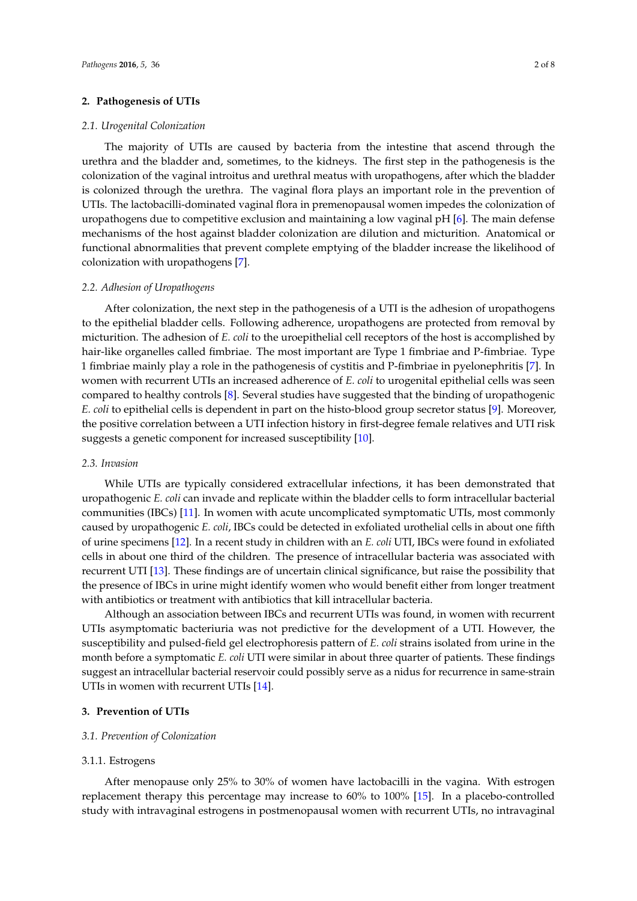## 2. Pathogenesis of UTIs

### *2.1. Urogenital Colonization*

The majority of UTIs are caused by bacteria from the intestine that ascend through the urethra and the bladder and, sometimes, to the kidneys. The first step in the pathogenesis is the colonization of the vaginal introitus and urethral meatus with uropathogens, after which the bladder is colonized through the urethra. The vaginal flora plays an important role in the prevention of UTIs. The lactobacilli-dominated vaginal flora in premenopausal women impedes the colonization of uropathogens due to competitive exclusion and maintaining a low vaginal pH [6]. The main defense mechanisms of the host against bladder colonization are dilution and micturition. Anatomical or functional abnormalities that prevent complete emptying of the bladder increase the likelihood of colonization with uropathogens [7].

### *2.2. Adhesion of Uropathogens*

After colonization, the next step in the pathogenesis of a UTI is the adhesion of uropathogens to the epithelial bladder cells. Following adherence, uropathogens are protected from removal by micturition. The adhesion of *E. coli* to the uroepithelial cell receptors of the host is accomplished by hair-like organelles called fimbriae. The most important are Type 1 fimbriae and P-fimbriae. Type 1 fimbriae mainly play a role in the pathogenesis of cystitis and P-fimbriae in pyelonephritis [7]. In women with recurrent UTIs an increased adherence of *E. coli* to urogenital epithelial cells was seen compared to healthy controls [8]. Several studies have suggested that the binding of uropathogenic *E. coli* to epithelial cells is dependent in part on the histo-blood group secretor status [9]. Moreover, the positive correlation between a UTI infection history in first-degree female relatives and UTI risk suggests a genetic component for increased susceptibility [10].

### *2.3. Invasion*

While UTIs are typically considered extracellular infections, it has been demonstrated that uropathogenic *E. coli* can invade and replicate within the bladder cells to form intracellular bacterial communities (IBCs) [11]. In women with acute uncomplicated symptomatic UTIs, most commonly caused by uropathogenic *E. coli*, IBCs could be detected in exfoliated urothelial cells in about one fifth of urine specimens [12]. In a recent study in children with an *E. coli* UTI, IBCs were found in exfoliated cells in about one third of the children. The presence of intracellular bacteria was associated with recurrent UTI [13]. These findings are of uncertain clinical significance, but raise the possibility that the presence of IBCs in urine might identify women who would benefit either from longer treatment with antibiotics or treatment with antibiotics that kill intracellular bacteria.

Although an association between IBCs and recurrent UTIs was found, in women with recurrent UTIs asymptomatic bacteriuria was not predictive for the development of a UTI. However, the susceptibility and pulsed-field gel electrophoresis pattern of *E. coli* strains isolated from urine in the month before a symptomatic *E. coli* UTI were similar in about three quarter of patients. These findings suggest an intracellular bacterial reservoir could possibly serve as a nidus for recurrence in same-strain UTIs in women with recurrent UTIs [14].

## 3. Prevention of UTIs

### *3.1. Prevention of Colonization*

#### 3.1.1. Estrogens

After menopause only 25% to 30% of women have lactobacilli in the vagina. With estrogen replacement therapy this percentage may increase to 60% to 100% [15]. In a placebo-controlled study with intravaginal estrogens in postmenopausal women with recurrent UTIs, no intravaginal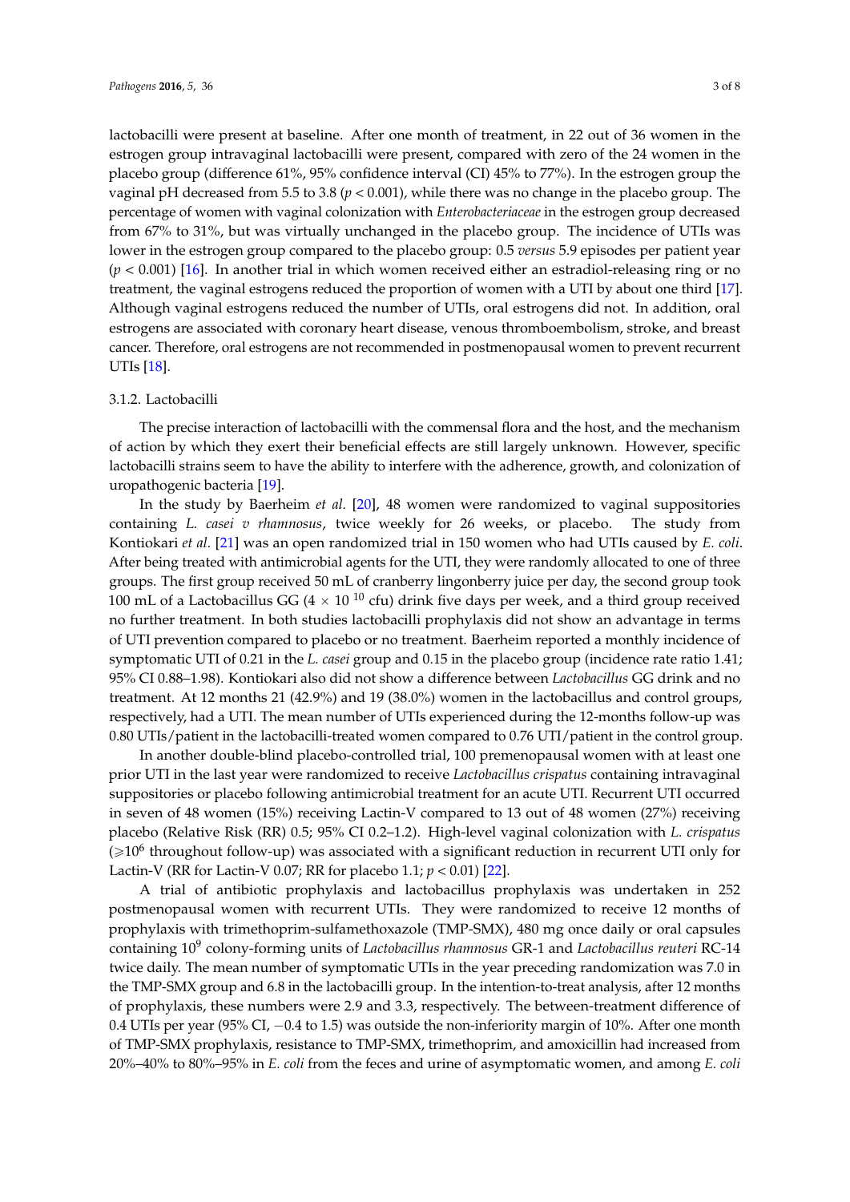lactobacilli were present at baseline. After one month of treatment, in 22 out of 36 women in the estrogen group intravaginal lactobacilli were present, compared with zero of the 24 women in the placebo group (difference 61%, 95% confidence interval (CI) 45% to 77%). In the estrogen group the vaginal pH decreased from 5.5 to 3.8 ($p < 0.001$), while there was no change in the placebo group. The percentage of women with vaginal colonization with *Enterobacteriaceae* in the estrogen group decreased from 67% to 31%, but was virtually unchanged in the placebo group. The incidence of UTIs was lower in the estrogen group compared to the placebo group: 0.5 *versus* 5.9 episodes per patient year ($p < 0.001$) [16]. In another trial in which women received either an estradiol-releasing ring or no treatment, the vaginal estrogens reduced the proportion of women with a UTI by about one third [17]. Although vaginal estrogens reduced the number of UTIs, oral estrogens did not. In addition, oral estrogens are associated with coronary heart disease, venous thromboembolism, stroke, and breast cancer. Therefore, oral estrogens are not recommended in postmenopausal women to prevent recurrent UTIs [18].

### 3.1.2. Lactobacilli

The precise interaction of lactobacilli with the commensal flora and the host, and the mechanism of action by which they exert their beneficial effects are still largely unknown. However, specific lactobacilli strains seem to have the ability to interfere with the adherence, growth, and colonization of uropathogenic bacteria [19].

In the study by Baerheim *et al.* [20], 48 women were randomized to vaginal suppositories containing *L. casei v rhamnosus*, twice weekly for 26 weeks, or placebo. The study from Kontiokari *et al.* [21] was an open randomized trial in 150 women who had UTIs caused by *E. coli*. After being treated with antimicrobial agents for the UTI, they were randomly allocated to one of three groups. The first group received 50 mL of cranberry lingonberry juice per day, the second group took 100 mL of a Lactobacillus GG ($4 \times 10^{10}$ cfu) drink five days per week, and a third group received no further treatment. In both studies lactobacilli prophylaxis did not show an advantage in terms of UTI prevention compared to placebo or no treatment. Baerheim reported a monthly incidence of symptomatic UTI of 0.21 in the *L. casei* group and 0.15 in the placebo group (incidence rate ratio 1.41; 95% CI 0.88–1.98). Kontiokari also did not show a difference between *Lactobacillus* GG drink and no treatment. At 12 months 21 (42.9%) and 19 (38.0%) women in the lactobacillus and control groups, respectively, had a UTI. The mean number of UTIs experienced during the 12-months follow-up was 0.80 UTIs/patient in the lactobacilli-treated women compared to 0.76 UTI/patient in the control group.

In another double-blind placebo-controlled trial, 100 premenopausal women with at least one prior UTI in the last year were randomized to receive *Lactobacillus crispatus* containing intravaginal suppositories or placebo following antimicrobial treatment for an acute UTI. Recurrent UTI occurred in seven of 48 women (15%) receiving Lactin-V compared to 13 out of 48 women (27%) receiving placebo (Relative Risk (RR) 0.5; 95% CI 0.2–1.2). High-level vaginal colonization with *L. crispatus* ($\geqslant 10^6$ throughout follow-up) was associated with a significant reduction in recurrent UTI only for Lactin-V (RR for Lactin-V 0.07; RR for placebo 1.1; $p < 0.01$) [22].

A trial of antibiotic prophylaxis and lactobacillus prophylaxis was undertaken in 252 postmenopausal women with recurrent UTIs. They were randomized to receive 12 months of prophylaxis with trimethoprim-sulfamethoxazole (TMP-SMX), 480 mg once daily or oral capsules containing $10^9$ colony-forming units of *Lactobacillus rhamnosus* GR-1 and *Lactobacillus reuteri* RC-14 twice daily. The mean number of symptomatic UTIs in the year preceding randomization was 7.0 in the TMP-SMX group and 6.8 in the lactobacilli group. In the intention-to-treat analysis, after 12 months of prophylaxis, these numbers were 2.9 and 3.3, respectively. The between-treatment difference of 0.4 UTIs per year (95% CI, −0.4 to 1.5) was outside the non-inferiority margin of 10%. After one month of TMP-SMX prophylaxis, resistance to TMP-SMX, trimethoprim, and amoxicillin had increased from 20%–40% to 80%–95% in *E. coli* from the feces and urine of asymptomatic women, and among *E. coli*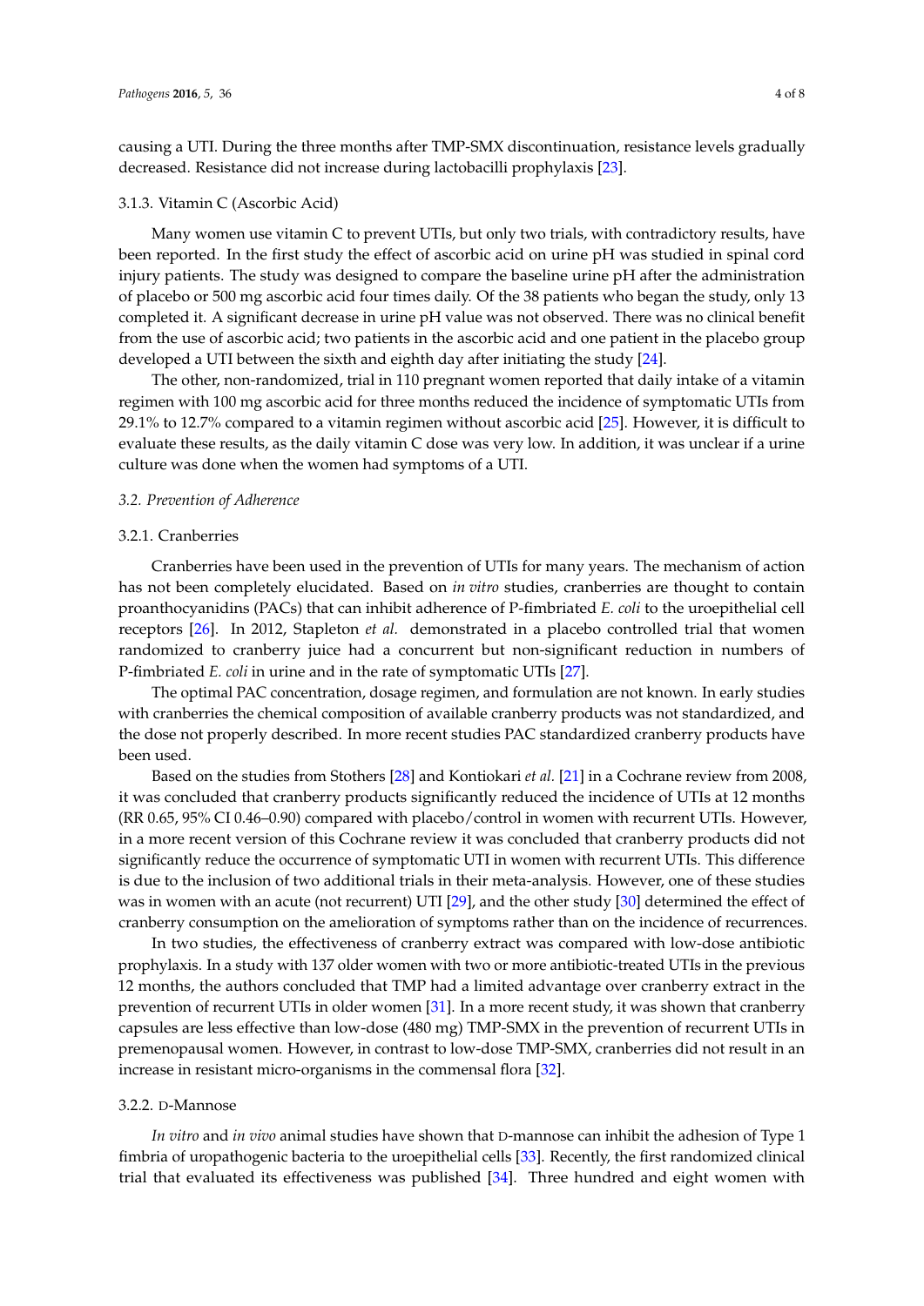causing a UTI. During the three months after TMP-SMX discontinuation, resistance levels gradually decreased. Resistance did not increase during lactobacilli prophylaxis [23].

#### 3.1.3. Vitamin C (Ascorbic Acid)

Many women use vitamin C to prevent UTIs, but only two trials, with contradictory results, have been reported. In the first study the effect of ascorbic acid on urine pH was studied in spinal cord injury patients. The study was designed to compare the baseline urine pH after the administration of placebo or 500 mg ascorbic acid four times daily. Of the 38 patients who began the study, only 13 completed it. A significant decrease in urine pH value was not observed. There was no clinical benefit from the use of ascorbic acid; two patients in the ascorbic acid and one patient in the placebo group developed a UTI between the sixth and eighth day after initiating the study [24].

The other, non-randomized, trial in 110 pregnant women reported that daily intake of a vitamin regimen with 100 mg ascorbic acid for three months reduced the incidence of symptomatic UTIs from 29.1% to 12.7% compared to a vitamin regimen without ascorbic acid [25]. However, it is difficult to evaluate these results, as the daily vitamin C dose was very low. In addition, it was unclear if a urine culture was done when the women had symptoms of a UTI.

### *3.2. Prevention of Adherence*

#### 3.2.1. Cranberries

Cranberries have been used in the prevention of UTIs for many years. The mechanism of action has not been completely elucidated. Based on *in vitro* studies, cranberries are thought to contain proanthocyanidins (PACs) that can inhibit adherence of P-fimbriated *E. coli* to the uroepithelial cell receptors [26]. In 2012, Stapleton *et al.* demonstrated in a placebo controlled trial that women randomized to cranberry juice had a concurrent but non-significant reduction in numbers of P-fimbriated *E. coli* in urine and in the rate of symptomatic UTIs [27].

The optimal PAC concentration, dosage regimen, and formulation are not known. In early studies with cranberries the chemical composition of available cranberry products was not standardized, and the dose not properly described. In more recent studies PAC standardized cranberry products have been used.

Based on the studies from Stothers [28] and Kontiokari *et al.* [21] in a Cochrane review from 2008, it was concluded that cranberry products significantly reduced the incidence of UTIs at 12 months (RR 0.65, 95% CI 0.46–0.90) compared with placebo/control in women with recurrent UTIs. However, in a more recent version of this Cochrane review it was concluded that cranberry products did not significantly reduce the occurrence of symptomatic UTI in women with recurrent UTIs. This difference is due to the inclusion of two additional trials in their meta-analysis. However, one of these studies was in women with an acute (not recurrent) UTI [29], and the other study [30] determined the effect of cranberry consumption on the amelioration of symptoms rather than on the incidence of recurrences.

In two studies, the effectiveness of cranberry extract was compared with low-dose antibiotic prophylaxis. In a study with 137 older women with two or more antibiotic-treated UTIs in the previous 12 months, the authors concluded that TMP had a limited advantage over cranberry extract in the prevention of recurrent UTIs in older women [31]. In a more recent study, it was shown that cranberry capsules are less effective than low-dose (480 mg) TMP-SMX in the prevention of recurrent UTIs in premenopausal women. However, in contrast to low-dose TMP-SMX, cranberries did not result in an increase in resistant micro-organisms in the commensal flora [32].

#### 3.2.2. D-Mannose

*In vitro* and *in vivo* animal studies have shown that D-mannose can inhibit the adhesion of Type 1 fimbria of uropathogenic bacteria to the uroepithelial cells [33]. Recently, the first randomized clinical trial that evaluated its effectiveness was published [34]. Three hundred and eight women with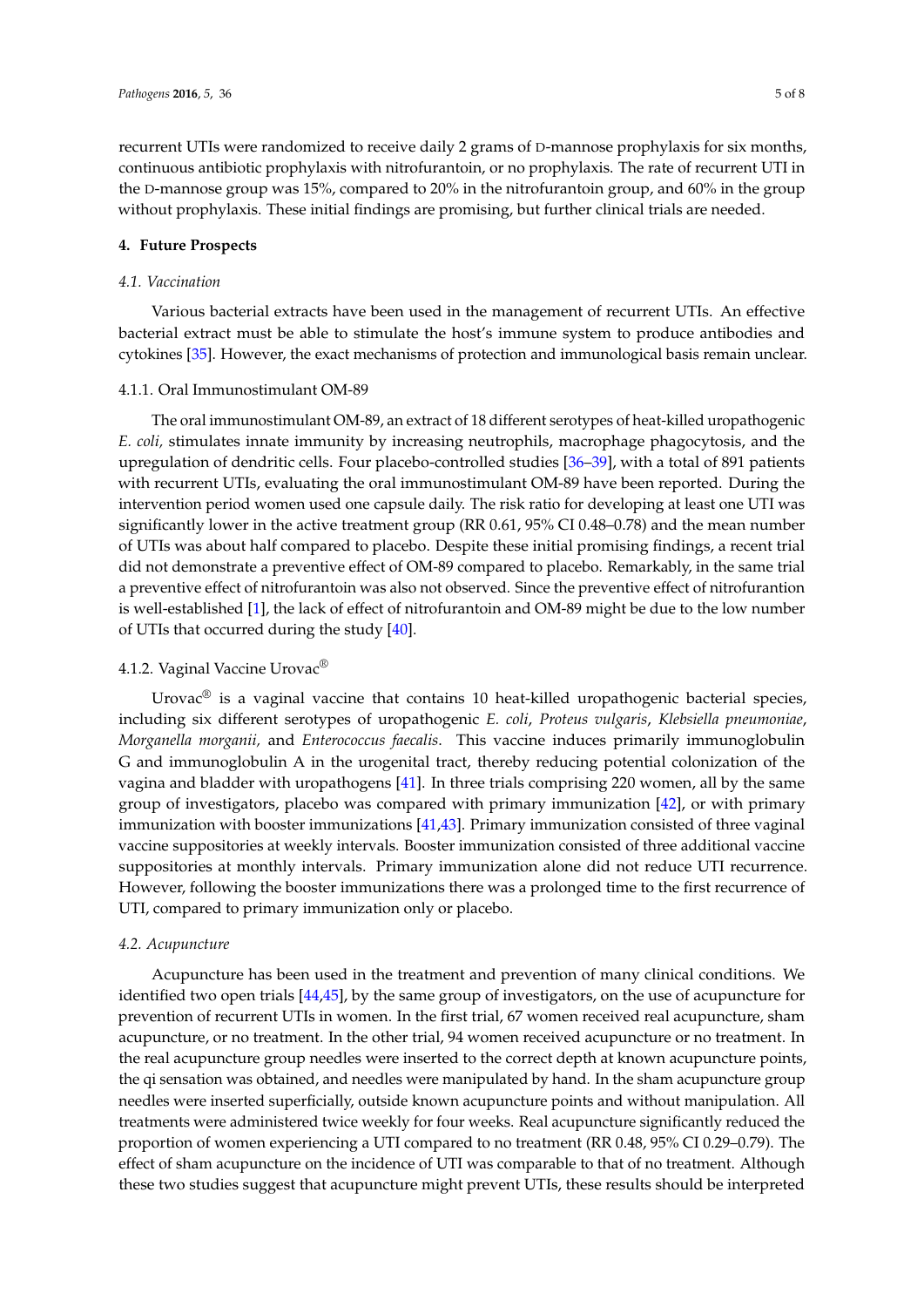recurrent UTIs were randomized to receive daily 2 grams of D-mannose prophylaxis for six months, continuous antibiotic prophylaxis with nitrofurantoin, or no prophylaxis. The rate of recurrent UTI in the D-mannose group was 15%, compared to 20% in the nitrofurantoin group, and 60% in the group without prophylaxis. These initial findings are promising, but further clinical trials are needed.

## 4. Future Prospects

### *4.1. Vaccination*

Various bacterial extracts have been used in the management of recurrent UTIs. An effective bacterial extract must be able to stimulate the host's immune system to produce antibodies and cytokines [35]. However, the exact mechanisms of protection and immunological basis remain unclear.

#### 4.1.1. Oral Immunostimulant OM-89

The oral immunostimulant OM-89, an extract of 18 different serotypes of heat-killed uropathogenic *E. coli,* stimulates innate immunity by increasing neutrophils, macrophage phagocytosis, and the upregulation of dendritic cells. Four placebo-controlled studies [36–39], with a total of 891 patients with recurrent UTIs, evaluating the oral immunostimulant OM-89 have been reported. During the intervention period women used one capsule daily. The risk ratio for developing at least one UTI was significantly lower in the active treatment group (RR 0.61, 95% CI 0.48–0.78) and the mean number of UTIs was about half compared to placebo. Despite these initial promising findings, a recent trial did not demonstrate a preventive effect of OM-89 compared to placebo. Remarkably, in the same trial a preventive effect of nitrofurantoin was also not observed. Since the preventive effect of nitrofurantion is well-established [1], the lack of effect of nitrofurantoin and OM-89 might be due to the low number of UTIs that occurred during the study [40].

#### 4.1.2. Vaginal Vaccine Urovac®

Urovac® is a vaginal vaccine that contains 10 heat-killed uropathogenic bacterial species, including six different serotypes of uropathogenic *E. coli*, *Proteus vulgaris*, *Klebsiella pneumoniae*, *Morganella morganii,* and *Enterococcus faecalis*. This vaccine induces primarily immunoglobulin G and immunoglobulin A in the urogenital tract, thereby reducing potential colonization of the vagina and bladder with uropathogens [41]. In three trials comprising 220 women, all by the same group of investigators, placebo was compared with primary immunization [42], or with primary immunization with booster immunizations [41,43]. Primary immunization consisted of three vaginal vaccine suppositories at weekly intervals. Booster immunization consisted of three additional vaccine suppositories at monthly intervals. Primary immunization alone did not reduce UTI recurrence. However, following the booster immunizations there was a prolonged time to the first recurrence of UTI, compared to primary immunization only or placebo.

### *4.2. Acupuncture*

Acupuncture has been used in the treatment and prevention of many clinical conditions. We identified two open trials [44,45], by the same group of investigators, on the use of acupuncture for prevention of recurrent UTIs in women. In the first trial, 67 women received real acupuncture, sham acupuncture, or no treatment. In the other trial, 94 women received acupuncture or no treatment. In the real acupuncture group needles were inserted to the correct depth at known acupuncture points, the qi sensation was obtained, and needles were manipulated by hand. In the sham acupuncture group needles were inserted superficially, outside known acupuncture points and without manipulation. All treatments were administered twice weekly for four weeks. Real acupuncture significantly reduced the proportion of women experiencing a UTI compared to no treatment (RR 0.48, 95% CI 0.29–0.79). The effect of sham acupuncture on the incidence of UTI was comparable to that of no treatment. Although these two studies suggest that acupuncture might prevent UTIs, these results should be interpreted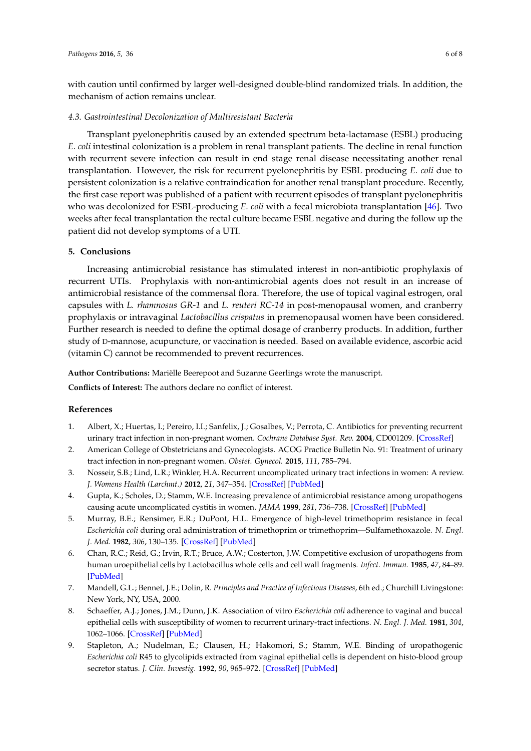with caution until confirmed by larger well-designed double-blind randomized trials. In addition, the mechanism of action remains unclear.

### 4.3. Gastrointestinal Decolonization of Multiresistant Bacteria

Transplant pyelonephritis caused by an extended spectrum beta-lactamase (ESBL) producing *E. coli* intestinal colonization is a problem in renal transplant patients. The decline in renal function with recurrent severe infection can result in end stage renal disease necessitating another renal transplantation. However, the risk for recurrent pyelonephritis by ESBL producing *E. coli* due to persistent colonization is a relative contraindication for another renal transplant procedure. Recently, the first case report was published of a patient with recurrent episodes of transplant pyelonephritis who was decolonized for ESBL-producing *E. coli* with a fecal microbiota transplantation [46]. Two weeks after fecal transplantation the rectal culture became ESBL negative and during the follow up the patient did not develop symptoms of a UTI.

## 5. Conclusions

Increasing antimicrobial resistance has stimulated interest in non-antibiotic prophylaxis of recurrent UTIs. Prophylaxis with non-antimicrobial agents does not result in an increase of antimicrobial resistance of the commensal flora. Therefore, the use of topical vaginal estrogen, oral capsules with *L. rhamnosus GR-1* and *L. reuteri RC-14* in post-menopausal women, and cranberry prophylaxis or intravaginal *Lactobacillus crispatus* in premenopausal women have been considered. Further research is needed to define the optimal dosage of cranberry products. In addition, further study of D-mannose, acupuncture, or vaccination is needed. Based on available evidence, ascorbic acid (vitamin C) cannot be recommended to prevent recurrences.

**Author Contributions:** Mariëlle Beerepoot and Suzanne Geerlings wrote the manuscript.

**Conflicts of Interest:** The authors declare no conflict of interest.

## References

1. Albert, X.; Huertas, I.; Pereiro, I.I.; Sanfelix, J.; Gosalbes, V.; Perrota, C. Antibiotics for preventing recurrent urinary tract infection in non-pregnant women. *Cochrane Database Syst. Rev.* **2004**, CD001209. [CrossRef]
2. American College of Obstetricians and Gynecologists. ACOG Practice Bulletin No. 91: Treatment of urinary tract infection in non-pregnant women. *Obstet. Gynecol.* **2015**, *111*, 785–794.
3. Nosseir, S.B.; Lind, L.R.; Winkler, H.A. Recurrent uncomplicated urinary tract infections in women: A review. *J. Womens Health (Larchmt.)* **2012**, *21*, 347–354. [CrossRef] [PubMed]
4. Gupta, K.; Scholes, D.; Stamm, W.E. Increasing prevalence of antimicrobial resistance among uropathogens causing acute uncomplicated cystitis in women. *JAMA* **1999**, *281*, 736–738. [CrossRef] [PubMed]
5. Murray, B.E.; Rensimer, E.R.; DuPont, H.L. Emergence of high-level trimethoprim resistance in fecal *Escherichia coli* during oral administration of trimethoprim or trimethoprim—Sulfamethoxazole. *N. Engl. J. Med.* **1982**, *306*, 130–135. [CrossRef] [PubMed]
6. Chan, R.C.; Reid, G.; Irvin, R.T.; Bruce, A.W.; Costerton, J.W. Competitive exclusion of uropathogens from human uroepithelial cells by Lactobacillus whole cells and cell wall fragments. *Infect. Immun.* **1985**, *47*, 84–89. [PubMed]
7. Mandell, G.L.; Bennet, J.E.; Dolin, R. *Principles and Practice of Infectious Diseases*, 6th ed.; Churchill Livingstone: New York, NY, USA, 2000.
8. Schaeffer, A.J.; Jones, J.M.; Dunn, J.K. Association of vitro *Escherichia coli* adherence to vaginal and buccal epithelial cells with susceptibility of women to recurrent urinary-tract infections. *N. Engl. J. Med.* **1981**, *304*, 1062–1066. [CrossRef] [PubMed]
9. Stapleton, A.; Nudelman, E.; Clausen, H.; Hakomori, S.; Stamm, W.E. Binding of uropathogenic *Escherichia coli* R45 to glycolipids extracted from vaginal epithelial cells is dependent on histo-blood group secretor status. *J. Clin. Investig.* **1992**, *90*, 965–972. [CrossRef] [PubMed]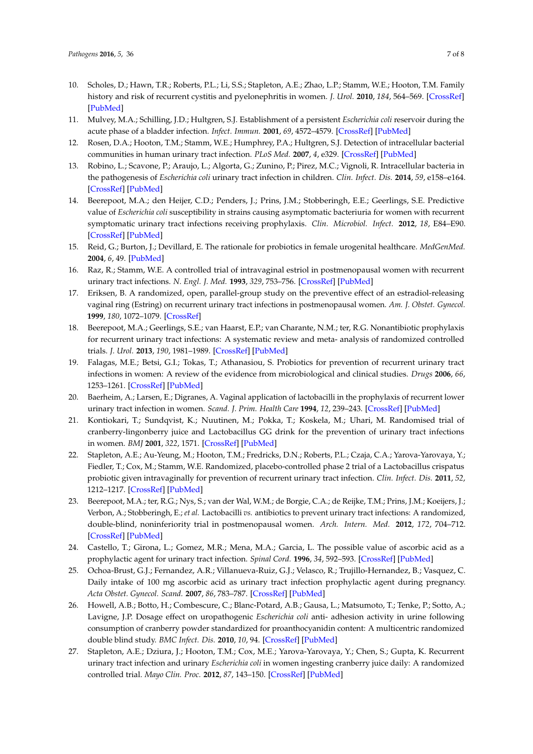10. Scholes, D.; Hawn, T.R.; Roberts, P.L.; Li, S.S.; Stapleton, A.E.; Zhao, L.P.; Stamm, W.E.; Hooton, T.M. Family history and risk of recurrent cystitis and pyelonephritis in women. *J. Urol.* **2010**, *184*, 564–569. [CrossRef] [PubMed]
11. Mulvey, M.A.; Schilling, J.D.; Hultgren, S.J. Establishment of a persistent *Escherichia coli* reservoir during the acute phase of a bladder infection. *Infect. Immun.* **2001**, *69*, 4572–4579. [CrossRef] [PubMed]
12. Rosen, D.A.; Hooton, T.M.; Stamm, W.E.; Humphrey, P.A.; Hultgren, S.J. Detection of intracellular bacterial communities in human urinary tract infection. *PLoS Med.* **2007**, *4*, e329. [CrossRef] [PubMed]
13. Robino, L.; Scavone, P.; Araujo, L.; Algorta, G.; Zunino, P.; Pirez, M.C.; Vignoli, R. Intracellular bacteria in the pathogenesis of *Escherichia coli* urinary tract infection in children. *Clin. Infect. Dis.* **2014**, *59*, e158–e164. [CrossRef] [PubMed]
14. Beerepoot, M.A.; den Heijer, C.D.; Penders, J.; Prins, J.M.; Stobberingh, E.E.; Geerlings, S.E. Predictive value of *Escherichia coli* susceptibility in strains causing asymptomatic bacteriuria for women with recurrent symptomatic urinary tract infections receiving prophylaxis. *Clin. Microbiol. Infect.* **2012**, *18*, E84–E90. [CrossRef] [PubMed]
15. Reid, G.; Burton, J.; Devillard, E. The rationale for probiotics in female urogenital healthcare. *MedGenMed.* **2004**, *6*, 49. [PubMed]
16. Raz, R.; Stamm, W.E. A controlled trial of intravaginal estriol in postmenopausal women with recurrent urinary tract infections. *N. Engl. J. Med.* **1993**, *329*, 753–756. [CrossRef] [PubMed]
17. Eriksen, B. A randomized, open, parallel-group study on the preventive effect of an estradiol-releasing vaginal ring (Estring) on recurrent urinary tract infections in postmenopausal women. *Am. J. Obstet. Gynecol.* **1999**, *180*, 1072–1079. [CrossRef]
18. Beerepoot, M.A.; Geerlings, S.E.; van Haarst, E.P.; van Charante, N.M.; ter, R.G. Nonantibiotic prophylaxis for recurrent urinary tract infections: A systematic review and meta- analysis of randomized controlled trials. *J. Urol.* **2013**, *190*, 1981–1989. [CrossRef] [PubMed]
19. Falagas, M.E.; Betsi, G.I.; Tokas, T.; Athanasiou, S. Probiotics for prevention of recurrent urinary tract infections in women: A review of the evidence from microbiological and clinical studies. *Drugs* **2006**, *66*, 1253–1261. [CrossRef] [PubMed]
20. Baerheim, A.; Larsen, E.; Digranes, A. Vaginal application of lactobacilli in the prophylaxis of recurrent lower urinary tract infection in women. *Scand. J. Prim. Health Care* **1994**, *12*, 239–243. [CrossRef] [PubMed]
21. Kontiokari, T.; Sundqvist, K.; Nuutinen, M.; Pokka, T.; Koskela, M.; Uhari, M. Randomised trial of cranberry-lingonberry juice and Lactobacillus GG drink for the prevention of urinary tract infections in women. *BMJ* **2001**, *322*, 1571. [CrossRef] [PubMed]
22. Stapleton, A.E.; Au-Yeung, M.; Hooton, T.M.; Fredricks, D.N.; Roberts, P.L.; Czaja, C.A.; Yarova-Yarovaya, Y.; Fiedler, T.; Cox, M.; Stamm, W.E. Randomized, placebo-controlled phase 2 trial of a Lactobacillus crispatus probiotic given intravaginally for prevention of recurrent urinary tract infection. *Clin. Infect. Dis.* **2011**, *52*, 1212–1217. [CrossRef] [PubMed]
23. Beerepoot, M.A.; ter, R.G.; Nys, S.; van der Wal, W.M.; de Borgie, C.A.; de Reijke, T.M.; Prins, J.M.; Koeijers, J.; Verbon, A.; Stobberingh, E.; *et al.* Lactobacilli *vs.* antibiotics to prevent urinary tract infections: A randomized, double-blind, noninferiority trial in postmenopausal women. *Arch. Intern. Med.* **2012**, *172*, 704–712. [CrossRef] [PubMed]
24. Castello, T.; Girona, L.; Gomez, M.R.; Mena, M.A.; Garcia, L. The possible value of ascorbic acid as a prophylactic agent for urinary tract infection. *Spinal Cord.* **1996**, *34*, 592–593. [CrossRef] [PubMed]
25. Ochoa-Brust, G.J.; Fernandez, A.R.; Villanueva-Ruiz, G.J.; Velasco, R.; Trujillo-Hernandez, B.; Vasquez, C. Daily intake of 100 mg ascorbic acid as urinary tract infection prophylactic agent during pregnancy. *Acta Obstet. Gynecol. Scand.* **2007**, *86*, 783–787. [CrossRef] [PubMed]
26. Howell, A.B.; Botto, H.; Combescure, C.; Blanc-Potard, A.B.; Gausa, L.; Matsumoto, T.; Tenke, P.; Sotto, A.; Lavigne, J.P. Dosage effect on uropathogenic *Escherichia coli* anti- adhesion activity in urine following consumption of cranberry powder standardized for proanthocyanidin content: A multicentric randomized double blind study. *BMC Infect. Dis.* **2010**, *10*, 94. [CrossRef] [PubMed]
27. Stapleton, A.E.; Dziura, J.; Hooton, T.M.; Cox, M.E.; Yarova-Yarovaya, Y.; Chen, S.; Gupta, K. Recurrent urinary tract infection and urinary *Escherichia coli* in women ingesting cranberry juice daily: A randomized controlled trial. *Mayo Clin. Proc.* **2012**, *87*, 143–150. [CrossRef] [PubMed]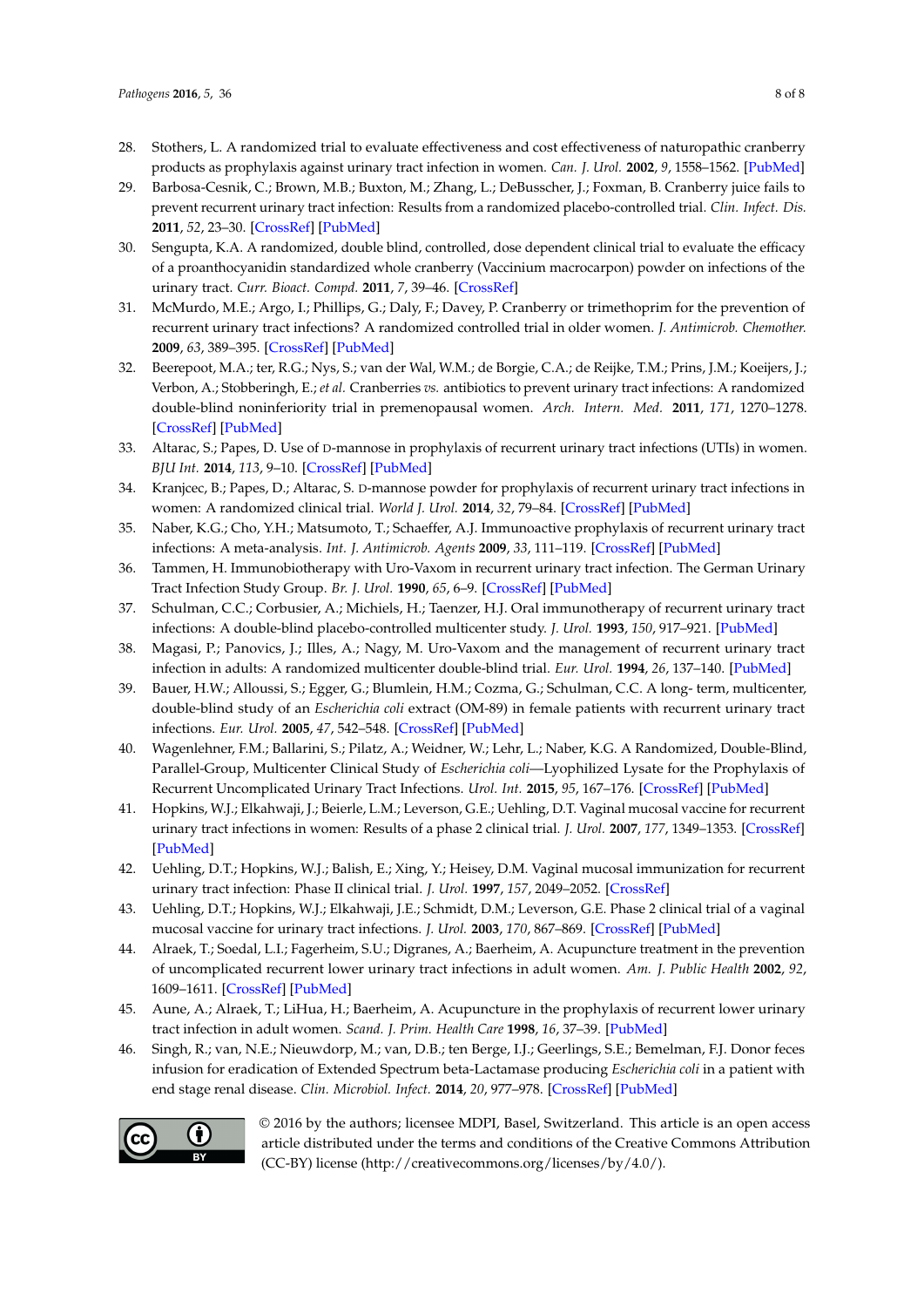28. Stothers, L. A randomized trial to evaluate effectiveness and cost effectiveness of naturopathic cranberry products as prophylaxis against urinary tract infection in women. *Can. J. Urol.* **2002**, *9*, 1558–1562. [PubMed]
29. Barbosa-Cesnik, C.; Brown, M.B.; Buxton, M.; Zhang, L.; DeBusscher, J.; Foxman, B. Cranberry juice fails to prevent recurrent urinary tract infection: Results from a randomized placebo-controlled trial. *Clin. Infect. Dis.* **2011**, *52*, 23–30. [CrossRef] [PubMed]
30. Sengupta, K.A. A randomized, double blind, controlled, dose dependent clinical trial to evaluate the efficacy of a proanthocyanidin standardized whole cranberry (Vaccinium macrocarpon) powder on infections of the urinary tract. *Curr. Bioact. Compd.* **2011**, *7*, 39–46. [CrossRef]
31. McMurdo, M.E.; Argo, I.; Phillips, G.; Daly, F.; Davey, P. Cranberry or trimethoprim for the prevention of recurrent urinary tract infections? A randomized controlled trial in older women. *J. Antimicrob. Chemother.* **2009**, *63*, 389–395. [CrossRef] [PubMed]
32. Beerepoot, M.A.; ter, R.G.; Nys, S.; van der Wal, W.M.; de Borgie, C.A.; de Reijke, T.M.; Prins, J.M.; Koeijers, J.; Verbon, A.; Stobberingh, E.; *et al.* Cranberries *vs.* antibiotics to prevent urinary tract infections: A randomized double-blind noninferiority trial in premenopausal women. *Arch. Intern. Med.* **2011**, *171*, 1270–1278. [CrossRef] [PubMed]
33. Altarac, S.; Papes, D. Use of D-mannose in prophylaxis of recurrent urinary tract infections (UTIs) in women. *BJU Int.* **2014**, *113*, 9–10. [CrossRef] [PubMed]
34. Kranjcec, B.; Papes, D.; Altarac, S. D-mannose powder for prophylaxis of recurrent urinary tract infections in women: A randomized clinical trial. *World J. Urol.* **2014**, *32*, 79–84. [CrossRef] [PubMed]
35. Naber, K.G.; Cho, Y.H.; Matsumoto, T.; Schaeffer, A.J. Immunoactive prophylaxis of recurrent urinary tract infections: A meta-analysis. *Int. J. Antimicrob. Agents* **2009**, *33*, 111–119. [CrossRef] [PubMed]
36. Tammen, H. Immunobiotherapy with Uro-Vaxom in recurrent urinary tract infection. The German Urinary Tract Infection Study Group. *Br. J. Urol.* **1990**, *65*, 6–9. [CrossRef] [PubMed]
37. Schulman, C.C.; Corbusier, A.; Michiels, H.; Taenzer, H.J. Oral immunotherapy of recurrent urinary tract infections: A double-blind placebo-controlled multicenter study. *J. Urol.* **1993**, *150*, 917–921. [PubMed]
38. Magasi, P.; Panovics, J.; Illes, A.; Nagy, M. Uro-Vaxom and the management of recurrent urinary tract infection in adults: A randomized multicenter double-blind trial. *Eur. Urol.* **1994**, *26*, 137–140. [PubMed]
39. Bauer, H.W.; Alloussi, S.; Egger, G.; Blumlein, H.M.; Cozma, G.; Schulman, C.C. A long- term, multicenter, double-blind study of an *Escherichia coli* extract (OM-89) in female patients with recurrent urinary tract infections. *Eur. Urol.* **2005**, *47*, 542–548. [CrossRef] [PubMed]
40. Wagenlehner, F.M.; Ballarini, S.; Pilatz, A.; Weidner, W.; Lehr, L.; Naber, K.G. A Randomized, Double-Blind, Parallel-Group, Multicenter Clinical Study of *Escherichia coli*—Lyophilized Lysate for the Prophylaxis of Recurrent Uncomplicated Urinary Tract Infections. *Urol. Int.* **2015**, *95*, 167–176. [CrossRef] [PubMed]
41. Hopkins, W.J.; Elkahwaji, J.; Beierle, L.M.; Leverson, G.E.; Uehling, D.T. Vaginal mucosal vaccine for recurrent urinary tract infections in women: Results of a phase 2 clinical trial. *J. Urol.* **2007**, *177*, 1349–1353. [CrossRef] [PubMed]
42. Uehling, D.T.; Hopkins, W.J.; Balish, E.; Xing, Y.; Heisey, D.M. Vaginal mucosal immunization for recurrent urinary tract infection: Phase II clinical trial. *J. Urol.* **1997**, *157*, 2049–2052. [CrossRef]
43. Uehling, D.T.; Hopkins, W.J.; Elkahwaji, J.E.; Schmidt, D.M.; Leverson, G.E. Phase 2 clinical trial of a vaginal mucosal vaccine for urinary tract infections. *J. Urol.* **2003**, *170*, 867–869. [CrossRef] [PubMed]
44. Alraek, T.; Soedal, L.I.; Fagerheim, S.U.; Digranes, A.; Baerheim, A. Acupuncture treatment in the prevention of uncomplicated recurrent lower urinary tract infections in adult women. *Am. J. Public Health* **2002**, *92*, 1609–1611. [CrossRef] [PubMed]
45. Aune, A.; Alraek, T.; LiHua, H.; Baerheim, A. Acupuncture in the prophylaxis of recurrent lower urinary tract infection in adult women. *Scand. J. Prim. Health Care* **1998**, *16*, 37–39. [PubMed]
46. Singh, R.; van, N.E.; Nieuwdorp, M.; van, D.B.; ten Berge, I.J.; Geerlings, S.E.; Bemelman, F.J. Donor feces infusion for eradication of Extended Spectrum beta-Lactamase producing *Escherichia coli* in a patient with end stage renal disease. *Clin. Microbiol. Infect.* **2014**, *20*, 977–978. [CrossRef] [PubMed]

© 2016 by the authors; licensee MDPI, Basel, Switzerland. This article is an open access article distributed under the terms and conditions of the Creative Commons Attribution (CC-BY) license (http://creativecommons.org/licenses/by/4.0/).